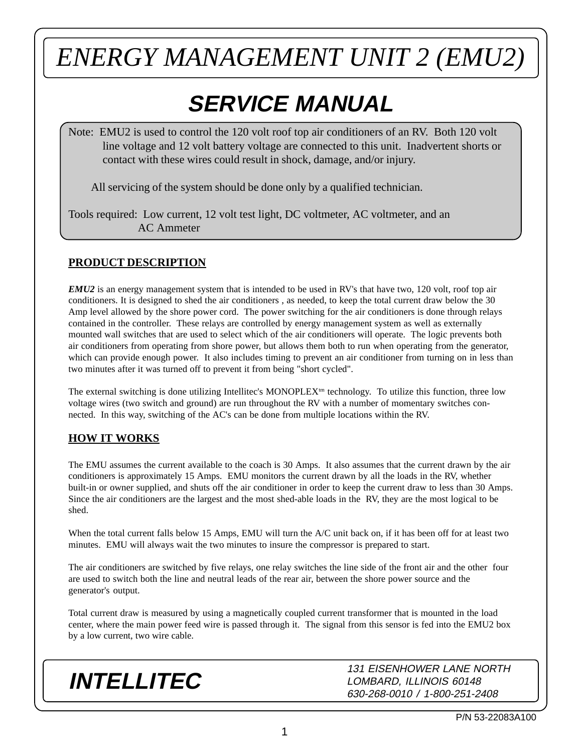# ENERGY MANAGEMENT UNIT 2 (EMU2)

## SERVICE MANUAL

Note: EMU2 is used to control the 120 volt roof top air conditioners of an RV. Both 120 volt line voltage and 12 volt battery voltage are connected to this unit. Inadvertent shorts or contact with these wires could result in shock, damage, and/or injury.

All servicing of the system should be done only by a qualified technician.

Tools required: Low current, 12 volt test light, DC voltmeter, AC voltmeter, and an AC Ammeter

### PRODUCT DESCRIPTION

***EMU2*** is an energy management system that is intended to be used in RV's that have two, 120 volt, roof top air conditioners. It is designed to shed the air conditioners , as needed, to keep the total current draw below the 30 Amp level allowed by the shore power cord. The power switching for the air conditioners is done through relays contained in the controller. These relays are controlled by energy management system as well as externally mounted wall switches that are used to select which of the air conditioners will operate. The logic prevents both air conditioners from operating from shore power, but allows them both to run when operating from the generator, which can provide enough power. It also includes timing to prevent an air conditioner from turning on in less than two minutes after it was turned off to prevent it from being "short cycled".

The external switching is done utilizing Intellitec's MONOPLEX[tm] technology. To utilize this function, three low voltage wires (two switch and ground) are run throughout the RV with a number of momentary switches connected. In this way, switching of the AC's can be done from multiple locations within the RV.

### HOW IT WORKS

The EMU assumes the current available to the coach is 30 Amps. It also assumes that the current drawn by the air conditioners is approximately 15 Amps. EMU monitors the current drawn by all the loads in the RV, whether built-in or owner supplied, and shuts off the air conditioner in order to keep the current draw to less than 30 Amps. Since the air conditioners are the largest and the most shed-able loads in the RV, they are the most logical to be shed.

When the total current falls below 15 Amps, EMU will turn the A/C unit back on, if it has been off for at least two minutes. EMU will always wait the two minutes to insure the compressor is prepared to start.

The air conditioners are switched by five relays, one relay switches the line side of the front air and the other four are used to switch both the line and neutral leads of the rear air, between the shore power source and the generator's output.

Total current draw is measured by using a magnetically coupled current transformer that is mounted in the load center, where the main power feed wire is passed through it. The signal from this sensor is fed into the EMU2 box by a low current, two wire cable.

**INTELLITEC**

*131 EISENHOWER LANE NORTH*
*LOMBARD, ILLINOIS 60148*
*630-268-0010 / 1-800-251-2408*

P/N 53-22083A100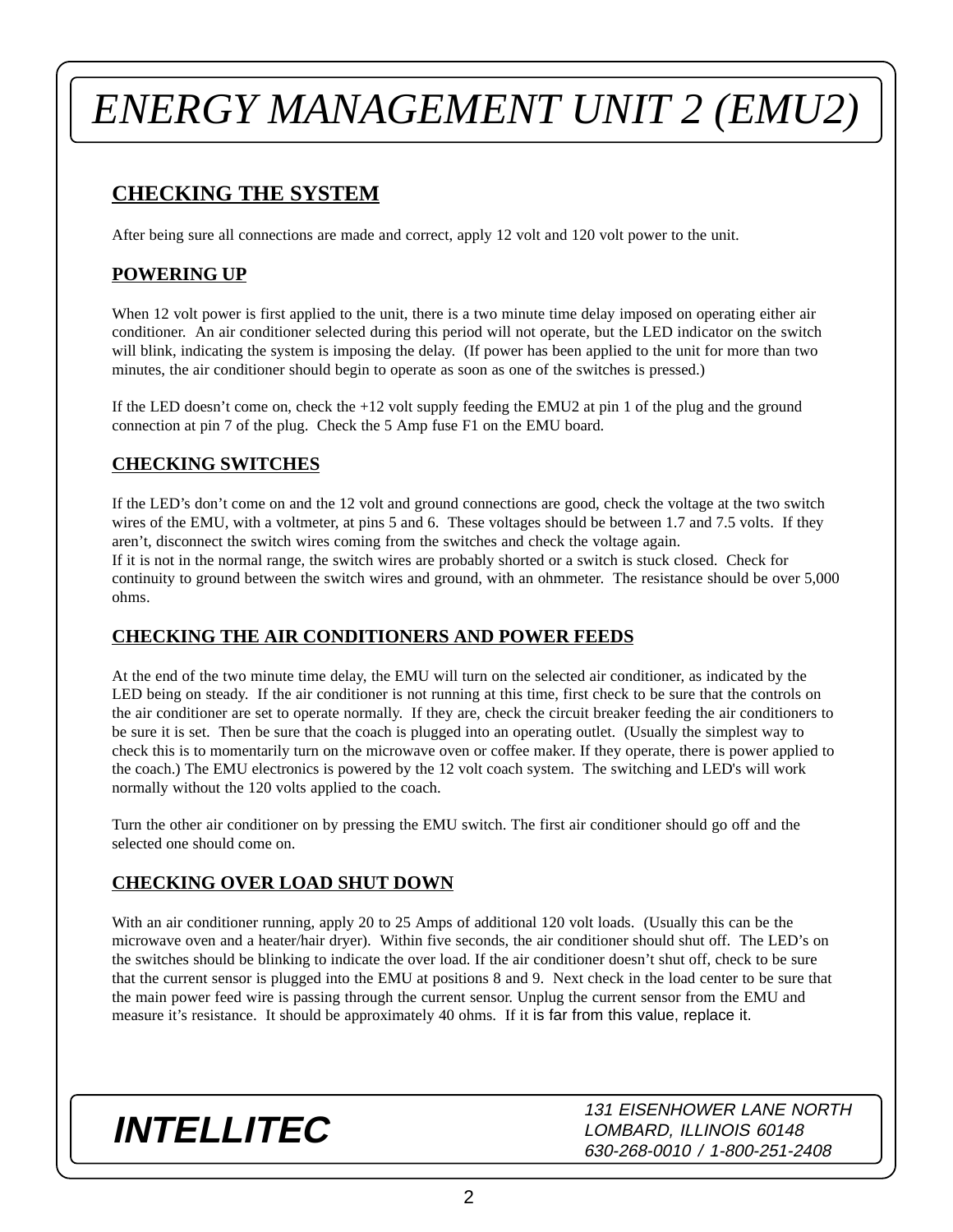# ENERGY MANAGEMENT UNIT 2 (EMU2)

## CHECKING THE SYSTEM

After being sure all connections are made and correct, apply 12 volt and 120 volt power to the unit.

### POWERING UP

When 12 volt power is first applied to the unit, there is a two minute time delay imposed on operating either air conditioner. An air conditioner selected during this period will not operate, but the LED indicator on the switch will blink, indicating the system is imposing the delay. (If power has been applied to the unit for more than two minutes, the air conditioner should begin to operate as soon as one of the switches is pressed.)

If the LED doesn't come on, check the +12 volt supply feeding the EMU2 at pin 1 of the plug and the ground connection at pin 7 of the plug. Check the 5 Amp fuse F1 on the EMU board.

### CHECKING SWITCHES

If the LED's don't come on and the 12 volt and ground connections are good, check the voltage at the two switch wires of the EMU, with a voltmeter, at pins 5 and 6. These voltages should be between 1.7 and 7.5 volts. If they aren't, disconnect the switch wires coming from the switches and check the voltage again.
If it is not in the normal range, the switch wires are probably shorted or a switch is stuck closed. Check for continuity to ground between the switch wires and ground, with an ohmmeter. The resistance should be over 5,000 ohms.

### CHECKING THE AIR CONDITIONERS AND POWER FEEDS

At the end of the two minute time delay, the EMU will turn on the selected air conditioner, as indicated by the LED being on steady. If the air conditioner is not running at this time, first check to be sure that the controls on the air conditioner are set to operate normally. If they are, check the circuit breaker feeding the air conditioners to be sure it is set. Then be sure that the coach is plugged into an operating outlet. (Usually the simplest way to check this is to momentarily turn on the microwave oven or coffee maker. If they operate, there is power applied to the coach.) The EMU electronics is powered by the 12 volt coach system. The switching and LED's will work normally without the 120 volts applied to the coach.

Turn the other air conditioner on by pressing the EMU switch. The first air conditioner should go off and the selected one should come on.

### CHECKING OVER LOAD SHUT DOWN

With an air conditioner running, apply 20 to 25 Amps of additional 120 volt loads. (Usually this can be the microwave oven and a heater/hair dryer). Within five seconds, the air conditioner should shut off. The LED's on the switches should be blinking to indicate the over load. If the air conditioner doesn't shut off, check to be sure that the current sensor is plugged into the EMU at positions 8 and 9. Next check in the load center to be sure that the main power feed wire is passing through the current sensor. Unplug the current sensor from the EMU and measure it's resistance. It should be approximately 40 ohms. If it is far from this value, replace it.

**INTELLITEC**

*131 EISENHOWER LANE NORTH*
*LOMBARD, ILLINOIS 60148*
*630-268-0010 / 1-800-251-2408*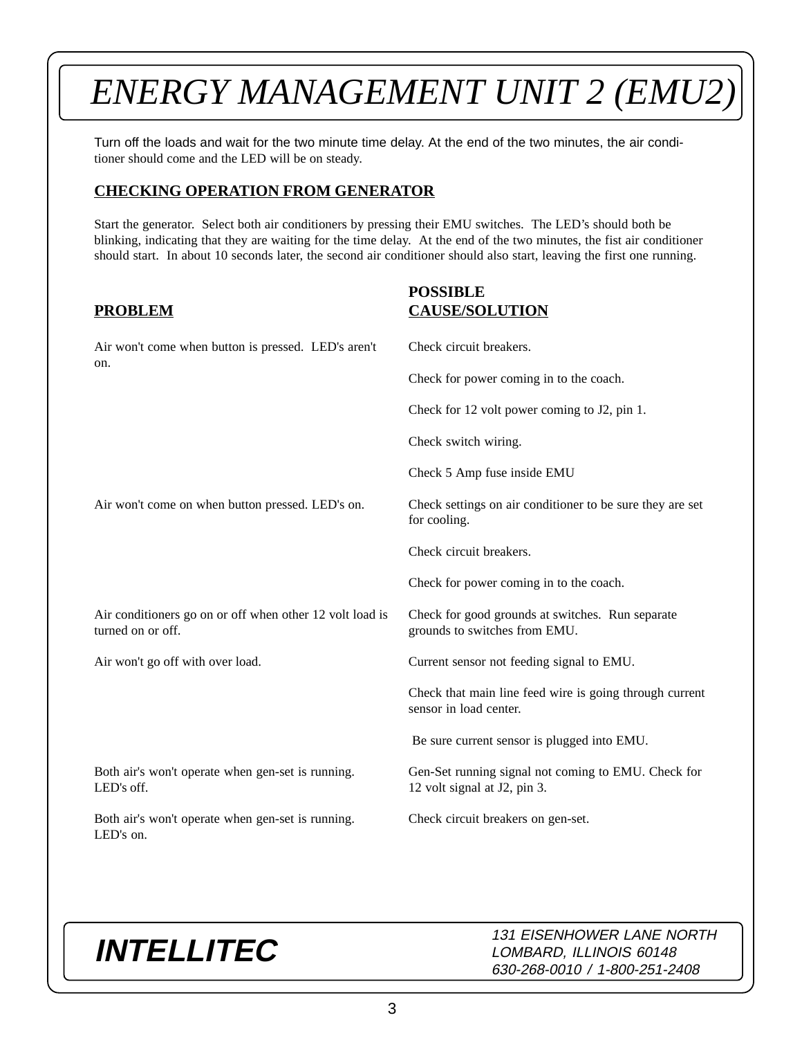# ENERGY MANAGEMENT UNIT 2 (EMU2)

Turn off the loads and wait for the two minute time delay. At the end of the two minutes, the air conditioner should come and the LED will be on steady.

## CHECKING OPERATION FROM GENERATOR

Start the generator. Select both air conditioners by pressing their EMU switches. The LED's should both be blinking, indicating that they are waiting for the time delay. At the end of the two minutes, the fist air conditioner should start. In about 10 seconds later, the second air conditioner should also start, leaving the first one running.

| PROBLEM | POSSIBLE CAUSE/SOLUTION |
|---|---|
| Air won't come when button is pressed. LED's aren't on. | Check circuit breakers. |
| | Check for power coming in to the coach. |
| | Check for 12 volt power coming to J2, pin 1. |
| | Check switch wiring. |
| | Check 5 Amp fuse inside EMU |
| Air won't come on when button pressed. LED's on. | Check settings on air conditioner to be sure they are set for cooling. |
| | Check circuit breakers. |
| | Check for power coming in to the coach. |
| Air conditioners go on or off when other 12 volt load is turned on or off. | Check for good grounds at switches. Run separate grounds to switches from EMU. |
| Air won't go off with over load. | Current sensor not feeding signal to EMU. |
| | Check that main line feed wire is going through current sensor in load center. |
| | Be sure current sensor is plugged into EMU. |
| Both air's won't operate when gen-set is running. LED's off. | Gen-Set running signal not coming to EMU. Check for 12 volt signal at J2, pin 3. |
| Both air's won't operate when gen-set is running. LED's on. | Check circuit breakers on gen-set. |

**INTELLITEC**

131 EISENHOWER LANE NORTH
LOMBARD, ILLINOIS 60148
630-268-0010 / 1-800-251-2408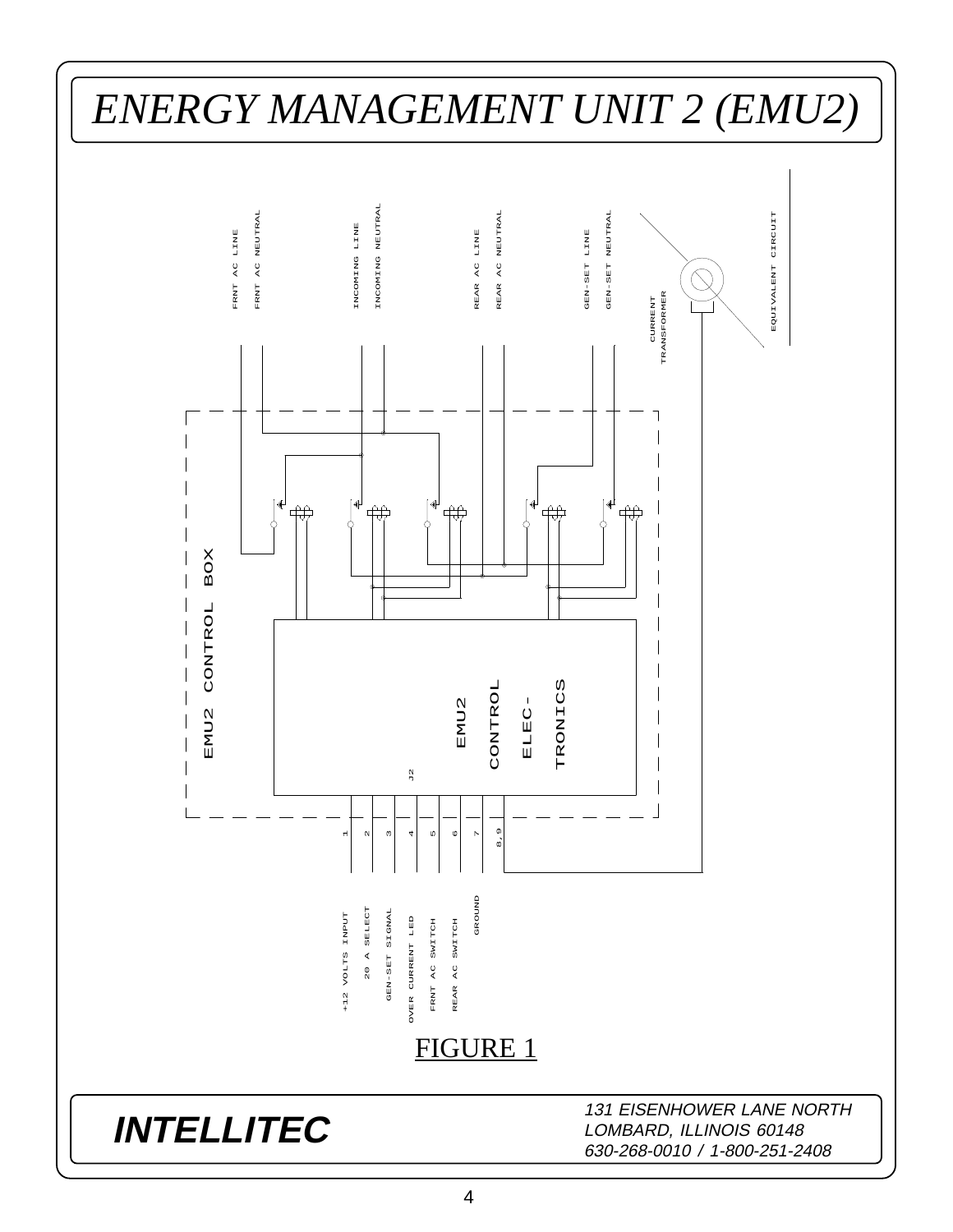# ENERGY MANAGEMENT UNIT 2 (EMU2)

FRNT AC LINE
FRNT AC NEUTRAL
INCOMING LINE
INCOMING NEUTRAL
REAR AC LINE
REAR AC NEUTRAL
GEN-SET LINE
GEN-SET NEUTRAL
CURRENT TRANSFORMER
EQUIVALENT CIRCUIT

EMU2 CONTROL BOX

EMU2 CONTROL ELEC-TRONICS

J2

1 +12 VOLTS INPUT
2 20 A SELECT
3 GEN-SET SIGNAL
4 OVER CURRENT LED
5 FRNT AC SWITCH
6 REAR AC SWITCH
7 GROUND
8,9

FIGURE 1

**INTELLITEC**

*131 EISENHOWER LANE NORTH*
*LOMBARD, ILLINOIS 60148*
*630-268-0010 / 1-800-251-2408*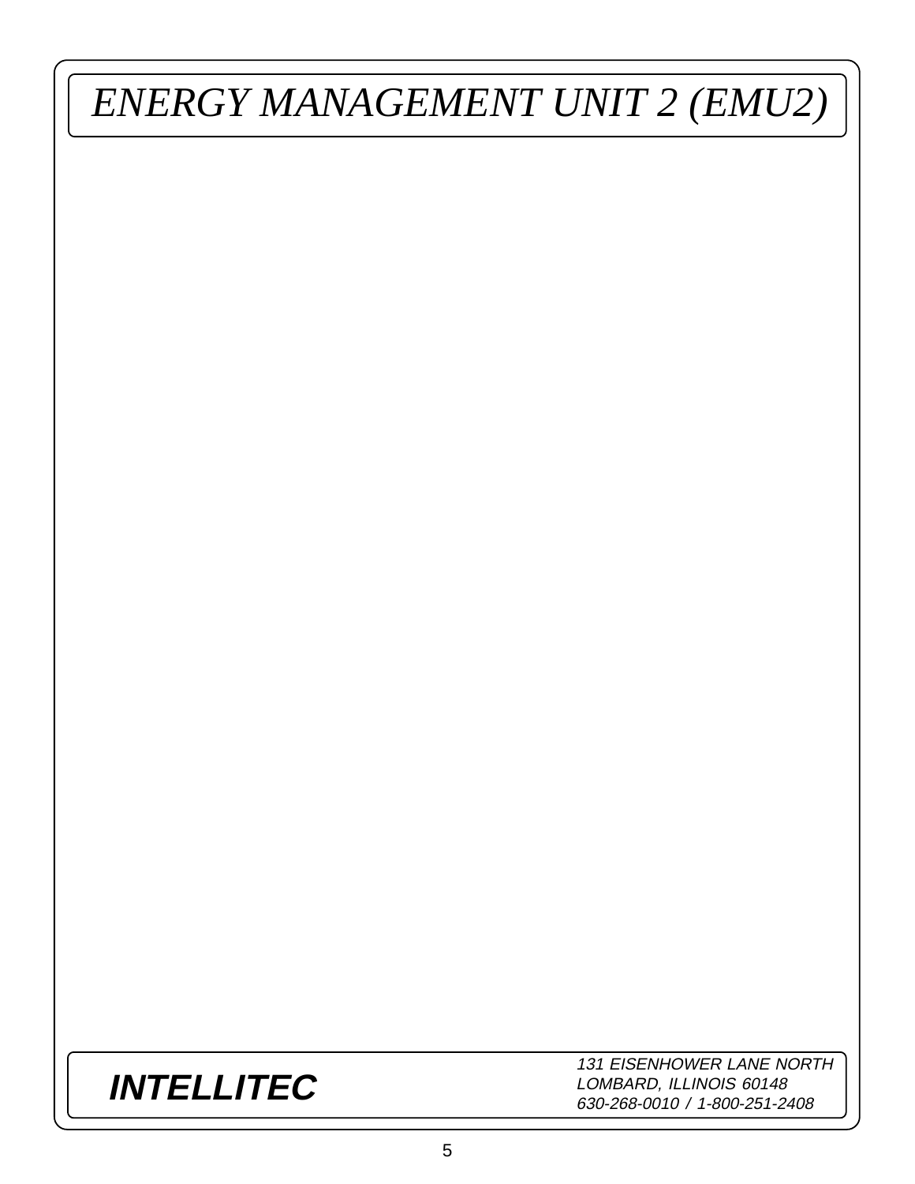# ENERGY MANAGEMENT UNIT 2 (EMU2)

***INTELLITEC***

*131 EISENHOWER LANE NORTH*
*LOMBARD, ILLINOIS 60148*
*630-268-0010 / 1-800-251-2408*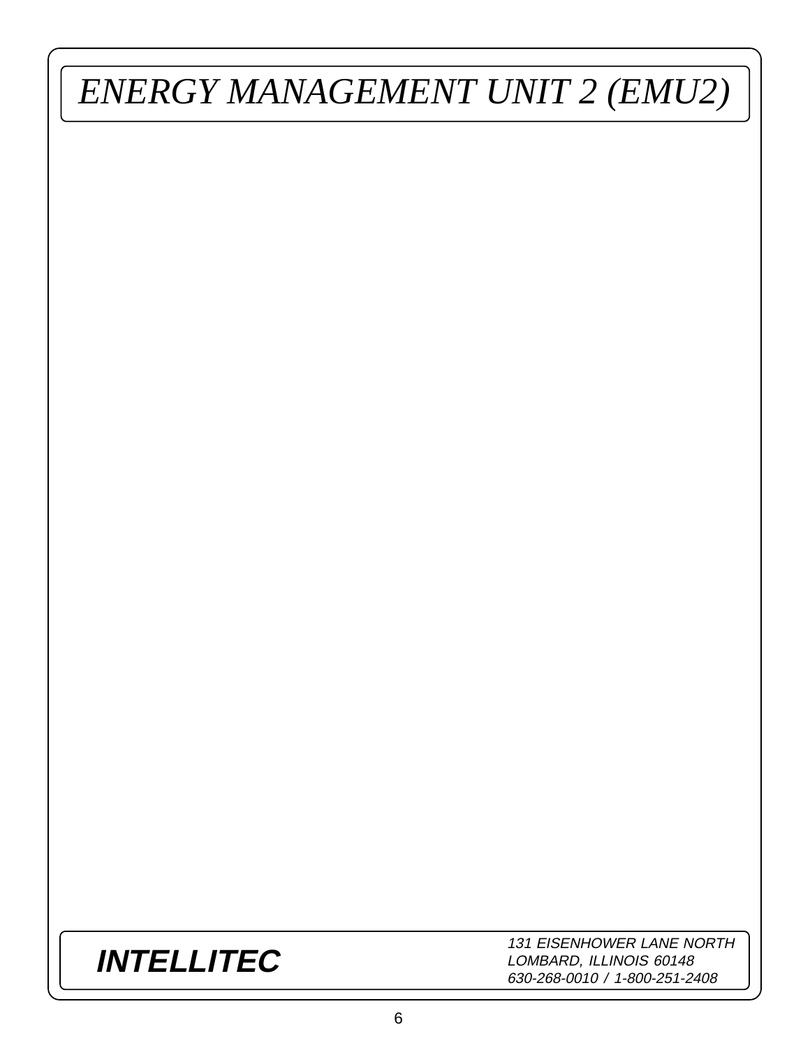# *ENERGY MANAGEMENT UNIT 2 (EMU2)*

***INTELLITEC***

*131 EISENHOWER LANE NORTH*
*LOMBARD, ILLINOIS 60148*
*630-268-0010 / 1-800-251-2408*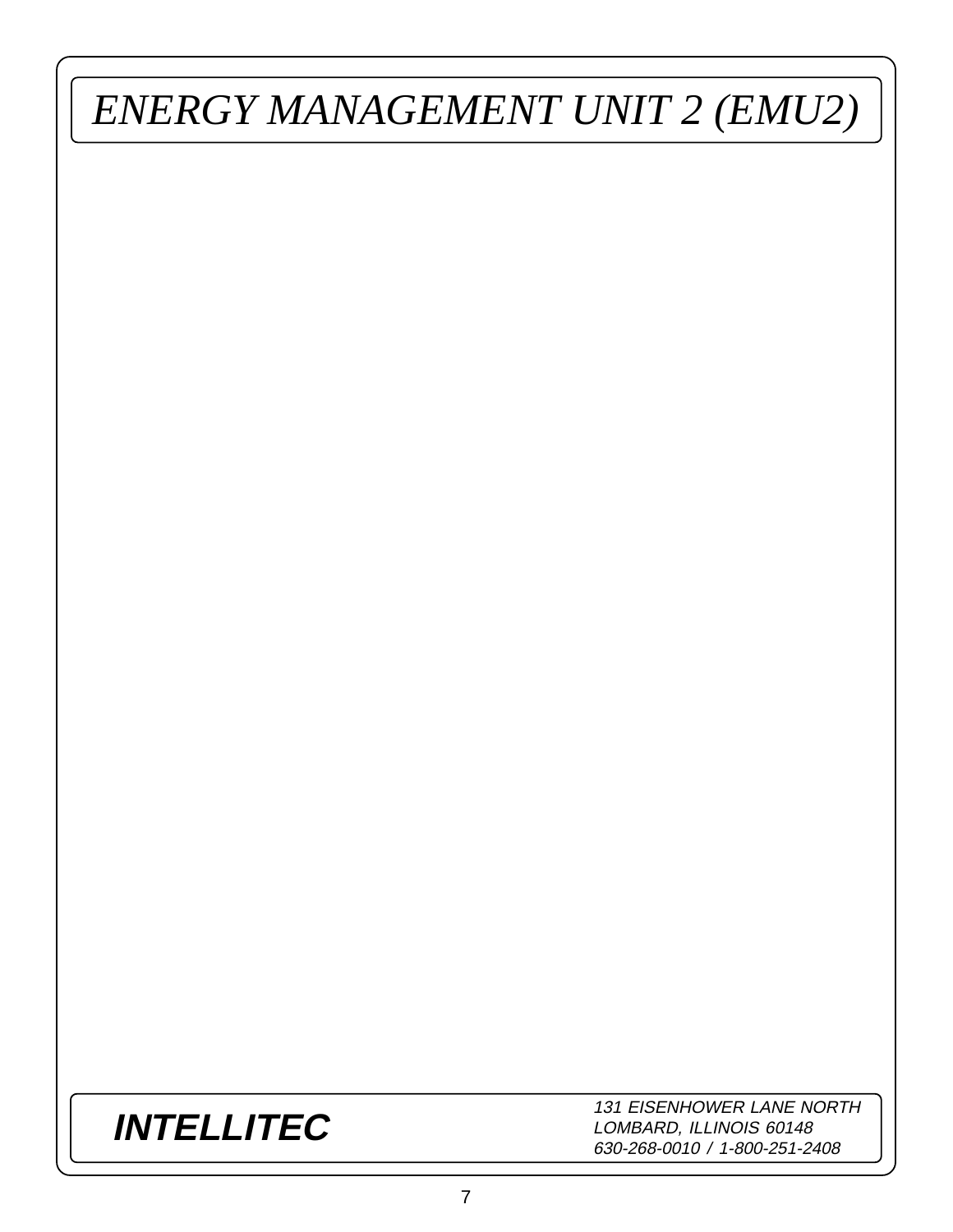# ENERGY MANAGEMENT UNIT 2 (EMU2)

**INTELLITEC**

*131 EISENHOWER LANE NORTH*
*LOMBARD, ILLINOIS 60148*
*630-268-0010 / 1-800-251-2408*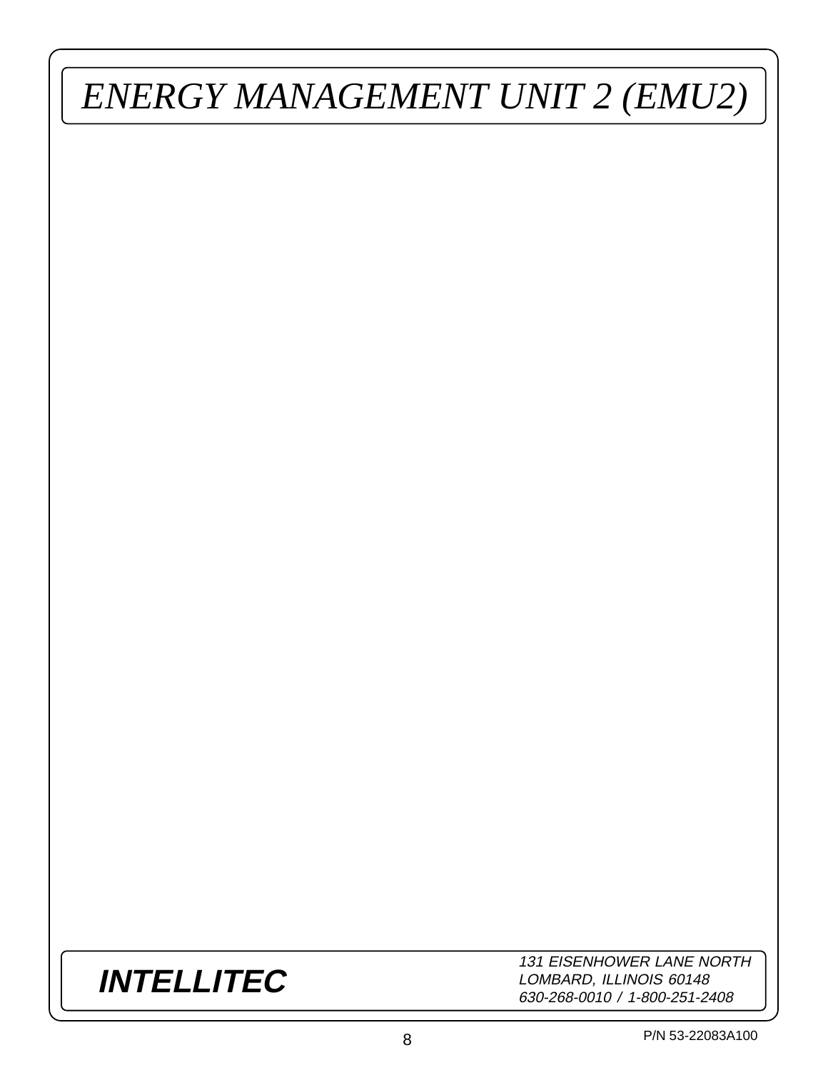# ENERGY MANAGEMENT UNIT 2 (EMU2)

**INTELLITEC**

*131 EISENHOWER LANE NORTH*
*LOMBARD, ILLINOIS 60148*
*630-268-0010 / 1-800-251-2408*

P/N 53-22083A100